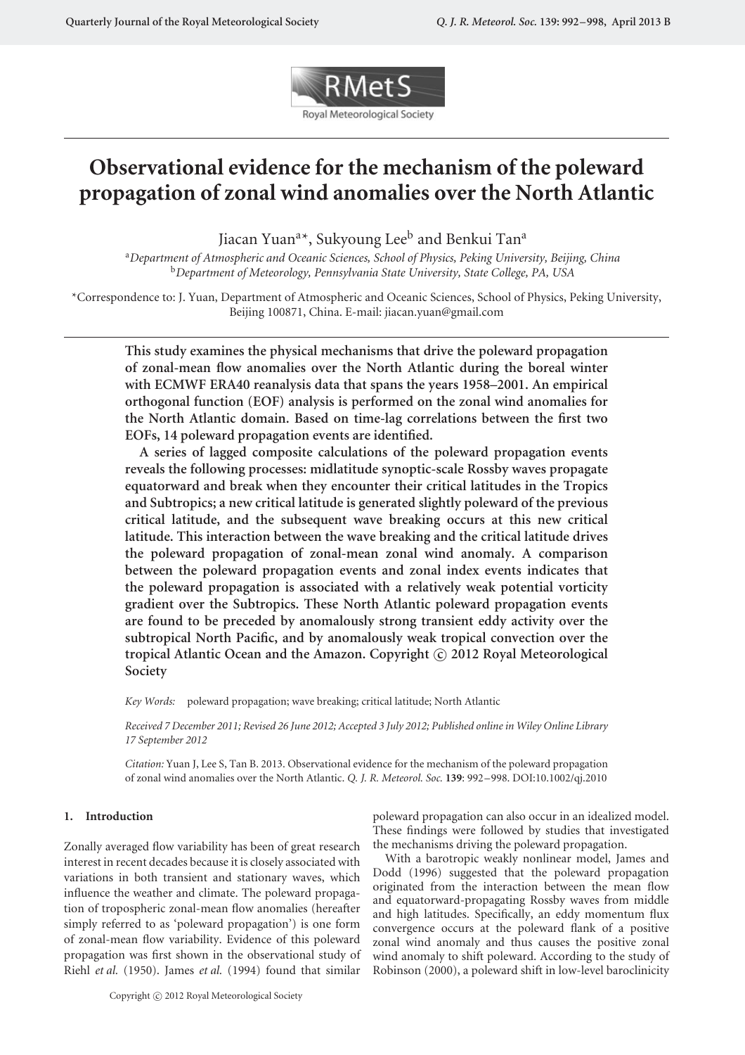# Observational evidence for the mechanism of the poleward propagation of zonal wind anomalies over the North Atlantic

Jiacan Yuan[a]*, Sukyoung Lee[b] and Benkui Tan[a]

[a]*Department of Atmospheric and Oceanic Sciences, School of Physics, Peking University, Beijing, China*
[b]*Department of Meteorology, Pennsylvania State University, State College, PA, USA*

*Correspondence to: J. Yuan, Department of Atmospheric and Oceanic Sciences, School of Physics, Peking University, Beijing 100871, China. E-mail: jiacan.yuan@gmail.com

**This study examines the physical mechanisms that drive the poleward propagation of zonal-mean flow anomalies over the North Atlantic during the boreal winter with ECMWF ERA40 reanalysis data that spans the years 1958–2001. An empirical orthogonal function (EOF) analysis is performed on the zonal wind anomalies for the North Atlantic domain. Based on time-lag correlations between the first two EOFs, 14 poleward propagation events are identified.**

**A series of lagged composite calculations of the poleward propagation events reveals the following processes: midlatitude synoptic-scale Rossby waves propagate equatorward and break when they encounter their critical latitudes in the Tropics and Subtropics; a new critical latitude is generated slightly poleward of the previous critical latitude, and the subsequent wave breaking occurs at this new critical latitude. This interaction between the wave breaking and the critical latitude drives the poleward propagation of zonal-mean zonal wind anomaly. A comparison between the poleward propagation events and zonal index events indicates that the poleward propagation is associated with a relatively weak potential vorticity gradient over the Subtropics. These North Atlantic poleward propagation events are found to be preceded by anomalously strong transient eddy activity over the subtropical North Pacific, and by anomalously weak tropical convection over the tropical Atlantic Ocean and the Amazon. Copyright © 2012 Royal Meteorological Society**

*Key Words:* poleward propagation; wave breaking; critical latitude; North Atlantic

*Received 7 December 2011; Revised 26 June 2012; Accepted 3 July 2012; Published online in Wiley Online Library 17 September 2012*

*Citation:* Yuan J, Lee S, Tan B. 2013. Observational evidence for the mechanism of the poleward propagation of zonal wind anomalies over the North Atlantic. *Q. J. R. Meteorol. Soc.* **139**: 992–998. DOI:10.1002/qj.2010

## 1. Introduction

Zonally averaged flow variability has been of great research interest in recent decades because it is closely associated with variations in both transient and stationary waves, which influence the weather and climate. The poleward propagation of tropospheric zonal-mean flow anomalies (hereafter simply referred to as 'poleward propagation') is one form of zonal-mean flow variability. Evidence of this poleward propagation was first shown in the observational study of Riehl *et al.* (1950). James *et al.* (1994) found that similar poleward propagation can also occur in an idealized model. These findings were followed by studies that investigated the mechanisms driving the poleward propagation.

With a barotropic weakly nonlinear model, James and Dodd (1996) suggested that the poleward propagation originated from the interaction between the mean flow and equatorward-propagating Rossby waves from middle and high latitudes. Specifically, an eddy momentum flux convergence occurs at the poleward flank of a positive zonal wind anomaly and thus causes the positive zonal wind anomaly to shift poleward. According to the study of Robinson (2000), a poleward shift in low-level baroclinicity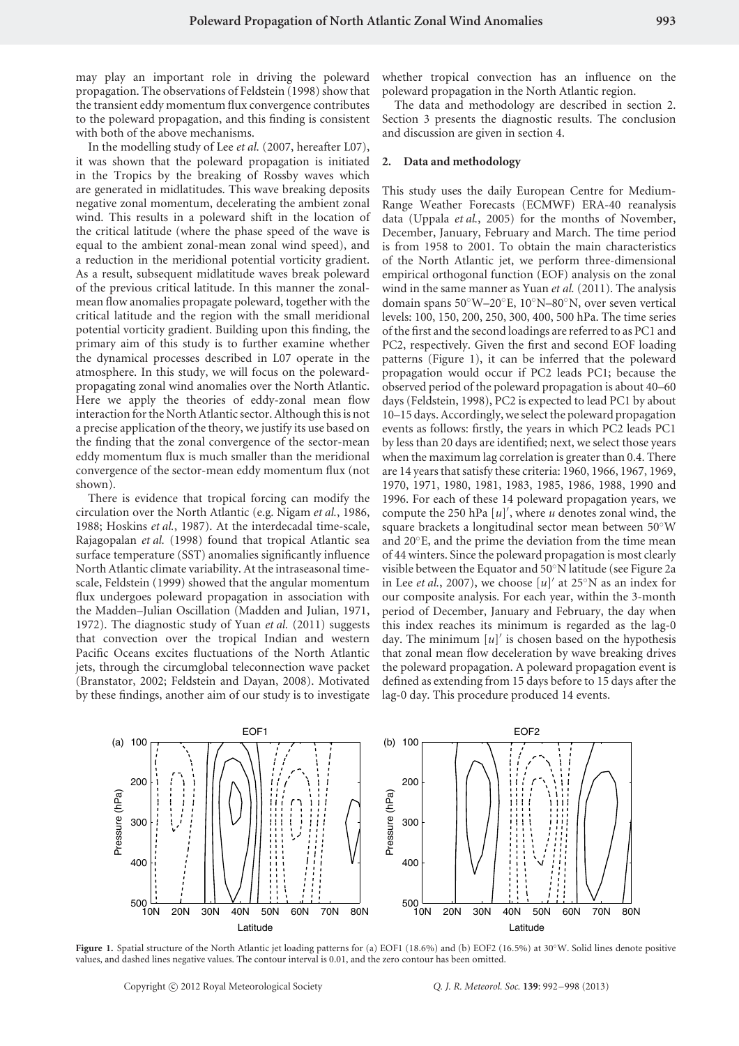may play an important role in driving the poleward propagation. The observations of Feldstein (1998) show that the transient eddy momentum flux convergence contributes to the poleward propagation, and this finding is consistent with both of the above mechanisms.

In the modelling study of Lee *et al.* (2007, hereafter L07), it was shown that the poleward propagation is initiated in the Tropics by the breaking of Rossby waves which are generated in midlatitudes. This wave breaking deposits negative zonal momentum, decelerating the ambient zonal wind. This results in a poleward shift in the location of the critical latitude (where the phase speed of the wave is equal to the ambient zonal-mean zonal wind speed), and a reduction in the meridional potential vorticity gradient. As a result, subsequent midlatitude waves break poleward of the previous critical latitude. In this manner the zonal-mean flow anomalies propagate poleward, together with the critical latitude and the region with the small meridional potential vorticity gradient. Building upon this finding, the primary aim of this study is to further examine whether the dynamical processes described in L07 operate in the atmosphere. In this study, we will focus on the poleward-propagating zonal wind anomalies over the North Atlantic. Here we apply the theories of eddy-zonal mean flow interaction for the North Atlantic sector. Although this is not a precise application of the theory, we justify its use based on the finding that the zonal convergence of the sector-mean eddy momentum flux is much smaller than the meridional convergence of the sector-mean eddy momentum flux (not shown).

There is evidence that tropical forcing can modify the circulation over the North Atlantic (e.g. Nigam *et al.*, 1986, 1988; Hoskins *et al.*, 1987). At the interdecadal time-scale, Rajagopalan *et al.* (1998) found that tropical Atlantic sea surface temperature (SST) anomalies significantly influence North Atlantic climate variability. At the intraseasonal time-scale, Feldstein (1999) showed that the angular momentum flux undergoes poleward propagation in association with the Madden–Julian Oscillation (Madden and Julian, 1971, 1972). The diagnostic study of Yuan *et al.* (2011) suggests that convection over the tropical Indian and western Pacific Oceans excites fluctuations of the North Atlantic jets, through the circumglobal teleconnection wave packet (Branstator, 2002; Feldstein and Dayan, 2008). Motivated by these findings, another aim of our study is to investigate whether tropical convection has an influence on the poleward propagation in the North Atlantic region.

The data and methodology are described in section 2. Section 3 presents the diagnostic results. The conclusion and discussion are given in section 4.

## 2. Data and methodology

This study uses the daily European Centre for Medium-Range Weather Forecasts (ECMWF) ERA-40 reanalysis data (Uppala *et al.*, 2005) for the months of November, December, January, February and March. The time period is from 1958 to 2001. To obtain the main characteristics of the North Atlantic jet, we perform three-dimensional empirical orthogonal function (EOF) analysis on the zonal wind in the same manner as Yuan *et al.* (2011). The analysis domain spans 50°W–20°E, 10°N–80°N, over seven vertical levels: 100, 150, 200, 250, 300, 400, 500 hPa. The time series of the first and the second loadings are referred to as PC1 and PC2, respectively. Given the first and second EOF loading patterns (Figure 1), it can be inferred that the poleward propagation would occur if PC2 leads PC1; because the observed period of the poleward propagation is about 40–60 days (Feldstein, 1998), PC2 is expected to lead PC1 by about 10–15 days. Accordingly, we select the poleward propagation events as follows: firstly, the years in which PC2 leads PC1 by less than 20 days are identified; next, we select those years when the maximum lag correlation is greater than 0.4. There are 14 years that satisfy these criteria: 1960, 1966, 1967, 1969, 1970, 1971, 1980, 1981, 1983, 1985, 1986, 1988, 1990 and 1996. For each of these 14 poleward propagation years, we compute the 250 hPa $[u]'$, where $u$ denotes zonal wind, the square brackets a longitudinal sector mean between 50°W and 20°E, and the prime the deviation from the time mean of 44 winters. Since the poleward propagation is most clearly visible between the Equator and 50°N latitude (see Figure 2a in Lee *et al.*, 2007), we choose $[u]'$ at 25°N as an index for our composite analysis. For each year, within the 3-month period of December, January and February, the day when this index reaches its minimum is regarded as the lag-0 day. The minimum $[u]'$ is chosen based on the hypothesis that zonal mean flow deceleration by wave breaking drives the poleward propagation. A poleward propagation event is defined as extending from 15 days before to 15 days after the lag-0 day. This procedure produced 14 events.

(a) EOF1
Pressure (hPa)
100
200
300
400
500
10N 20N 30N 40N 50N 60N 70N 80N
Latitude

(b) EOF2
Pressure (hPa)
100
200
300
400
500
10N 20N 30N 40N 50N 60N 70N 80N
Latitude

**Figure 1.** Spatial structure of the North Atlantic jet loading patterns for (a) EOF1 (18.6%) and (b) EOF2 (16.5%) at 30°W. Solid lines denote positive values, and dashed lines negative values. The contour interval is 0.01, and the zero contour has been omitted.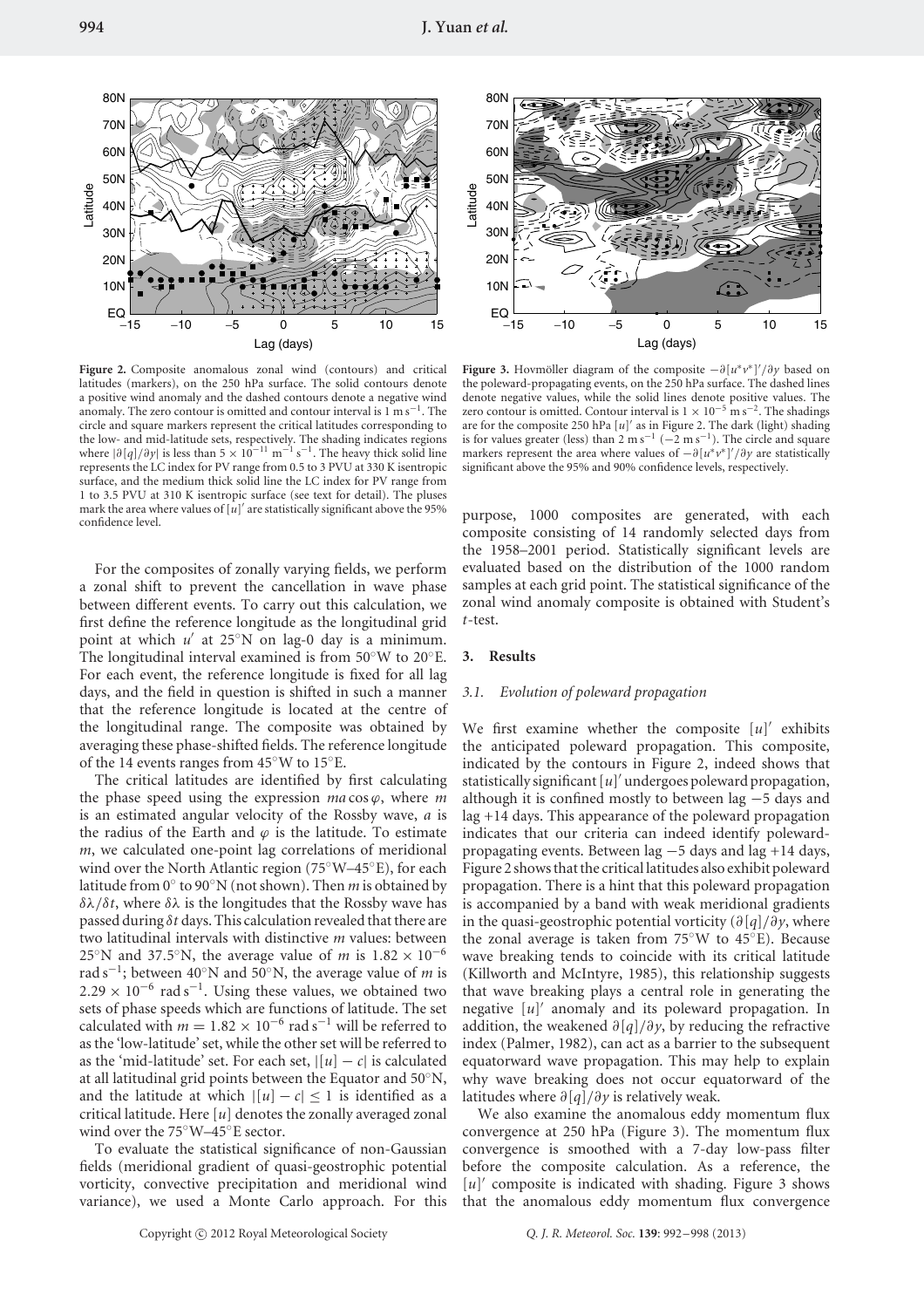80N
70N
60N
50N
40N
30N
20N
10N
EQ
Latitude
–15 –10 –5 0 5 10 15
Lag (days)

**Figure 2.** Composite anomalous zonal wind (contours) and critical latitudes (markers), on the 250 hPa surface. The solid contours denote a positive wind anomaly and the dashed contours denote a negative wind anomaly. The zero contour is omitted and contour interval is 1 m s$^{-1}$. The circle and square markers represent the critical latitudes corresponding to the low- and mid-latitude sets, respectively. The shading indicates regions where $|\partial[q]/\partial y|$ is less than $5 \times 10^{-11}$ m$^{-1}$ s$^{-1}$. The heavy thick solid line represents the LC index for PV range from 0.5 to 3 PVU at 330 K isentropic surface, and the medium thick solid line the LC index for PV range from 1 to 3.5 PVU at 310 K isentropic surface (see text for detail). The pluses mark the area where values of $[u]'$ are statistically significant above the 95% confidence level.

80N
70N
60N
50N
40N
30N
20N
10N
EQ
Latitude
–15 –10 –5 0 5 10 15
Lag (days)

**Figure 3.** Hovmöller diagram of the composite $-\partial[u^*v^*]'/\partial y$ based on the poleward-propagating events, on the 250 hPa surface. The dashed lines denote negative values, while the solid lines denote positive values. The zero contour is omitted. Contour interval is $1 \times 10^{-5}$ m s$^{-2}$. The shadings are for the composite 250 hPa $[u]'$ as in Figure 2. The dark (light) shading is for values greater (less) than 2 m s$^{-1}$ ($-2$ m s$^{-1}$). The circle and square markers represent the area where values of $-\partial[u^*v^*]'/\partial y$ are statistically significant above the 95% and 90% confidence levels, respectively.

For the composites of zonally varying fields, we perform a zonal shift to prevent the cancellation in wave phase between different events. To carry out this calculation, we first define the reference longitude as the longitudinal grid point at which $u'$ at 25°N on lag-0 day is a minimum. The longitudinal interval examined is from 50°W to 20°E. For each event, the reference longitude is fixed for all lag days, and the field in question is shifted in such a manner that the reference longitude is located at the centre of the longitudinal range. The composite was obtained by averaging these phase-shifted fields. The reference longitude of the 14 events ranges from 45°W to 15°E.

The critical latitudes are identified by first calculating the phase speed using the expression $ma\cos\varphi$, where $m$ is an estimated angular velocity of the Rossby wave, $a$ is the radius of the Earth and $\varphi$ is the latitude. To estimate $m$, we calculated one-point lag correlations of meridional wind over the North Atlantic region (75°W–45°E), for each latitude from 0° to 90°N (not shown). Then $m$ is obtained by $\delta\lambda/\delta t$, where $\delta\lambda$ is the longitudes that the Rossby wave has passed during $\delta t$ days. This calculation revealed that there are two latitudinal intervals with distinctive $m$ values: between 25°N and 37.5°N, the average value of $m$ is $1.82 \times 10^{-6}$ rad s$^{-1}$; between 40°N and 50°N, the average value of $m$ is $2.29 \times 10^{-6}$ rad s$^{-1}$. Using these values, we obtained two sets of phase speeds which are functions of latitude. The set calculated with $m = 1.82 \times 10^{-6}$ rad s$^{-1}$ will be referred to as the 'low-latitude' set, while the other set will be referred to as the 'mid-latitude' set. For each set, $|[u] - c|$ is calculated at all latitudinal grid points between the Equator and 50°N, and the latitude at which $|[u] - c| \leq 1$ is identified as a critical latitude. Here $[u]$ denotes the zonally averaged zonal wind over the 75°W–45°E sector.

To evaluate the statistical significance of non-Gaussian fields (meridional gradient of quasi-geostrophic potential vorticity, convective precipitation and meridional wind variance), we used a Monte Carlo approach. For this purpose, 1000 composites are generated, with each composite consisting of 14 randomly selected days from the 1958–2001 period. Statistically significant levels are evaluated based on the distribution of the 1000 random samples at each grid point. The statistical significance of the zonal wind anomaly composite is obtained with Student's $t$-test.

## 3. Results

### 3.1. Evolution of poleward propagation

We first examine whether the composite $[u]'$ exhibits the anticipated poleward propagation. This composite, indicated by the contours in Figure 2, indeed shows that statistically significant $[u]'$ undergoes poleward propagation, although it is confined mostly to between lag $-5$ days and lag +14 days. This appearance of the poleward propagation indicates that our criteria can indeed identify poleward-propagating events. Between lag $-5$ days and lag +14 days, Figure 2 shows that the critical latitudes also exhibit poleward propagation. There is a hint that this poleward propagation is accompanied by a band with weak meridional gradients in the quasi-geostrophic potential vorticity ($\partial[q]/\partial y$, where the zonal average is taken from 75°W to 45°E). Because wave breaking tends to coincide with its critical latitude (Killworth and McIntyre, 1985), this relationship suggests that wave breaking plays a central role in generating the negative $[u]'$ anomaly and its poleward propagation. In addition, the weakened $\partial[q]/\partial y$, by reducing the refractive index (Palmer, 1982), can act as a barrier to the subsequent equatorward wave propagation. This may help to explain why wave breaking does not occur equatorward of the latitudes where $\partial[q]/\partial y$ is relatively weak.

We also examine the anomalous eddy momentum flux convergence at 250 hPa (Figure 3). The momentum flux convergence is smoothed with a 7-day low-pass filter before the composite calculation. As a reference, the $[u]'$ composite is indicated with shading. Figure 3 shows that the anomalous eddy momentum flux convergence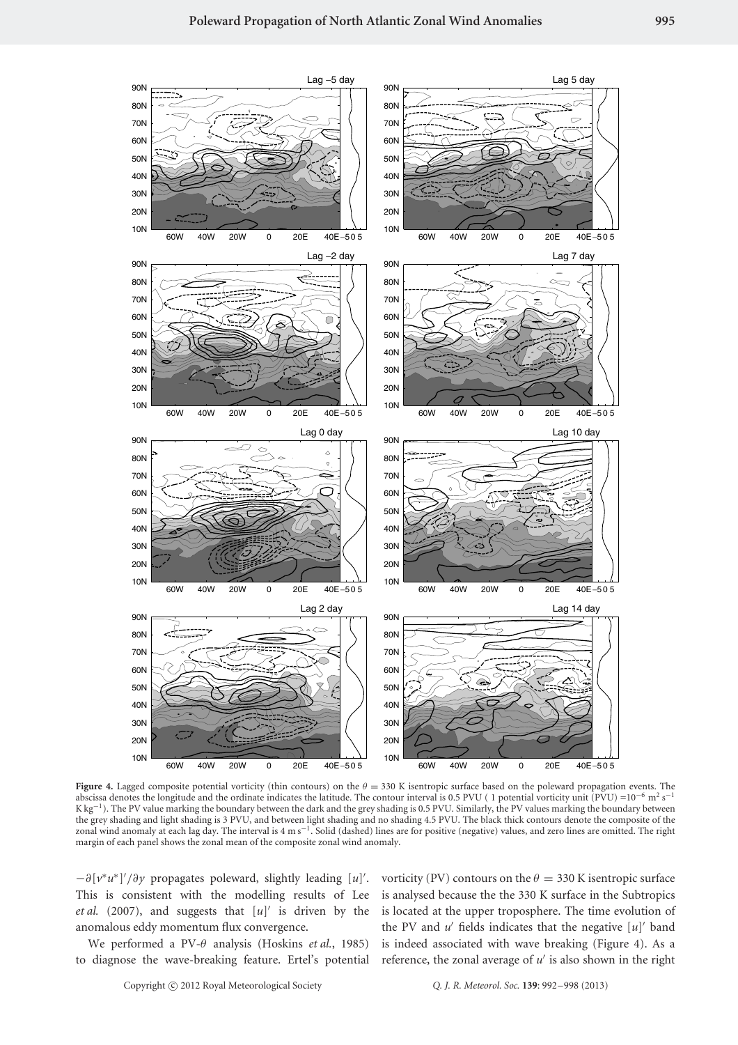Lag −5 day

Lag 5 day

Lag −2 day

Lag 7 day

Lag 0 day

Lag 10 day

Lag 2 day

Lag 14 day

90N 80N 70N 60N 50N 40N 30N 20N 10N

60W 40W 20W 0 20E 40E −5 0 5

**Figure 4.** Lagged composite potential vorticity (thin contours) on the $\theta = 330$ K isentropic surface based on the poleward propagation events. The abscissa denotes the longitude and the ordinate indicates the latitude. The contour interval is 0.5 PVU ( 1 potential vorticity unit (PVU) $=10^{-6}$ m$^2$ s$^{-1}$ K kg$^{-1}$). The PV value marking the boundary between the dark and the grey shading is 0.5 PVU. Similarly, the PV values marking the boundary between the grey shading and light shading is 3 PVU, and between light shading and no shading 4.5 PVU. The black thick contours denote the composite of the zonal wind anomaly at each lag day. The interval is 4 m s$^{-1}$. Solid (dashed) lines are for positive (negative) values, and zero lines are omitted. The right margin of each panel shows the zonal mean of the composite zonal wind anomaly.

$-\partial[v^*u^*]'/\partial y$ propagates poleward, slightly leading $[u]'$. This is consistent with the modelling results of Lee *et al.* (2007), and suggests that $[u]'$ is driven by the anomalous eddy momentum flux convergence.

We performed a PV-$\theta$ analysis (Hoskins *et al.*, 1985) to diagnose the wave-breaking feature. Ertel's potential vorticity (PV) contours on the $\theta = 330$ K isentropic surface is analysed because the the 330 K surface in the Subtropics is located at the upper troposphere. The time evolution of the PV and $u'$ fields indicates that the negative $[u]'$ band is indeed associated with wave breaking (Figure 4). As a reference, the zonal average of $u'$ is also shown in the right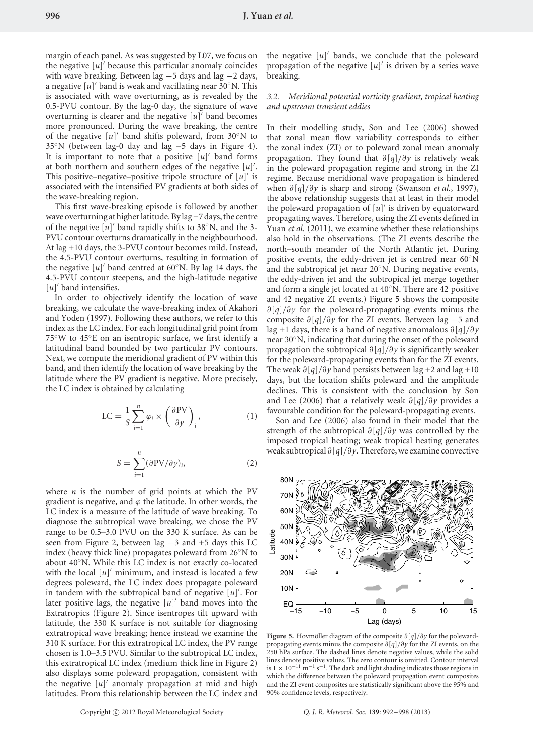margin of each panel. As was suggested by L07, we focus on the negative $[u]'$ because this particular anomaly coincides with wave breaking. Between lag −5 days and lag −2 days, a negative $[u]'$ band is weak and vacillating near 30°N. This is associated with wave overturning, as is revealed by the 0.5-PVU contour. By the lag-0 day, the signature of wave overturning is clearer and the negative $[u]'$ band becomes more pronounced. During the wave breaking, the centre of the negative $[u]'$ band shifts poleward, from 30°N to 35°N (between lag-0 day and lag +5 days in Figure 4). It is important to note that a positive $[u]'$ band forms at both northern and southern edges of the negative $[u]'$. This positive–negative–positive tripole structure of $[u]'$ is associated with the intensified PV gradients at both sides of the wave-breaking region.

This first wave-breaking episode is followed by another wave overturning at higher latitude. By lag +7 days, the centre of the negative $[u]'$ band rapidly shifts to 38°N, and the 3-PVU contour overturns dramatically in the neighbourhood. At lag +10 days, the 3-PVU contour becomes mild. Instead, the 4.5-PVU contour overturns, resulting in formation of the negative $[u]'$ band centred at 60°N. By lag 14 days, the 4.5-PVU contour steepens, and the high-latitude negative $[u]'$ band intensifies.

In order to objectively identify the location of wave breaking, we calculate the wave-breaking index of Akahori and Yoden (1997). Following these authors, we refer to this index as the LC index. For each longitudinal grid point from 75°W to 45°E on an isentropic surface, we first identify a latitudinal band bounded by two particular PV contours. Next, we compute the meridional gradient of PV within this band, and then identify the location of wave breaking by the latitude where the PV gradient is negative. More precisely, the LC index is obtained by calculating

$$\mathrm{LC} = \frac{1}{S}\sum_{i=1}^{n} \varphi_i \times \left(\frac{\partial \mathrm{PV}}{\partial y}\right)_i, \tag{1}$$

$$S = \sum_{i=1}^{n} (\partial \mathrm{PV}/\partial y)_i, \tag{2}$$

where $n$ is the number of grid points at which the PV gradient is negative, and $\varphi$ the latitude. In other words, the LC index is a measure of the latitude of wave breaking. To diagnose the subtropical wave breaking, we chose the PV range to be 0.5–3.0 PVU on the 330 K surface. As can be seen from Figure 2, between lag −3 and +5 days this LC index (heavy thick line) propagates poleward from 26°N to about 40°N. While this LC index is not exactly co-located with the local $[u]'$ minimum, and instead is located a few degrees poleward, the LC index does propagate poleward in tandem with the subtropical band of negative $[u]'$. For later positive lags, the negative $[u]'$ band moves into the Extratropics (Figure 2). Since isentropes tilt upward with latitude, the 330 K surface is not suitable for diagnosing extratropical wave breaking; hence instead we examine the 310 K surface. For this extratropical LC index, the PV range chosen is 1.0–3.5 PVU. Similar to the subtropical LC index, this extratropical LC index (medium thick line in Figure 2) also displays some poleward propagation, consistent with the negative $[u]'$ anomaly propagation at mid and high latitudes. From this relationship between the LC index and the negative $[u]'$ bands, we conclude that the poleward propagation of the negative $[u]'$ is driven by a series wave breaking.

### 3.2. Meridional potential vorticity gradient, tropical heating and upstream transient eddies

In their modelling study, Son and Lee (2006) showed that zonal mean flow variability corresponds to either the zonal index (ZI) or to poleward zonal mean anomaly propagation. They found that $\partial[q]/\partial y$ is relatively weak in the poleward propagation regime and strong in the ZI regime. Because meridional wave propagation is hindered when $\partial[q]/\partial y$ is sharp and strong (Swanson *et al.*, 1997), the above relationship suggests that at least in their model the poleward propagation of $[u]'$ is driven by equatorward propagating waves. Therefore, using the ZI events defined in Yuan *et al.* (2011), we examine whether these relationships also hold in the observations. (The ZI events describe the north–south meander of the North Atlantic jet. During positive events, the eddy-driven jet is centred near 60°N and the subtropical jet near 20°N. During negative events, the eddy-driven jet and the subtropical jet merge together and form a single jet located at 40°N. There are 42 positive and 42 negative ZI events.) Figure 5 shows the composite $\partial[q]/\partial y$ for the poleward-propagating events minus the composite $\partial[q]/\partial y$ for the ZI events. Between lag −5 and lag +1 days, there is a band of negative anomalous $\partial[q]/\partial y$ near 30°N, indicating that during the onset of the poleward propagation the subtropical $\partial[q]/\partial y$ is significantly weaker for the poleward-propagating events than for the ZI events. The weak $\partial[q]/\partial y$ band persists between lag +2 and lag +10 days, but the location shifts poleward and the amplitude declines. This is consistent with the conclusion by Son and Lee (2006) that a relatively weak $\partial[q]/\partial y$ provides a favourable condition for the poleward-propagating events.

Son and Lee (2006) also found in their model that the strength of the subtropical $\partial[q]/\partial y$ was controlled by the imposed tropical heating; weak tropical heating generates weak subtropical $\partial[q]/\partial y$. Therefore, we examine convective

80N
70N
60N
50N
40N
30N
20N
10N
EQ
Latitude
−15 −10 −5 0 5 10 15
Lag (days)

**Figure 5.** Hovmöller diagram of the composite $\partial[q]/\partial y$ for the poleward-propagating events minus the composite $\partial[q]/\partial y$ for the ZI events, on the 250 hPa surface. The dashed lines denote negative values, while the solid lines denote positive values. The zero contour is omitted. Contour interval is $1 \times 10^{-11}$ m$^{-1}$ s$^{-1}$. The dark and light shading indicates those regions in which the difference between the poleward propagation event composites and the ZI event composites are statistically significant above the 95% and 90% confidence levels, respectively.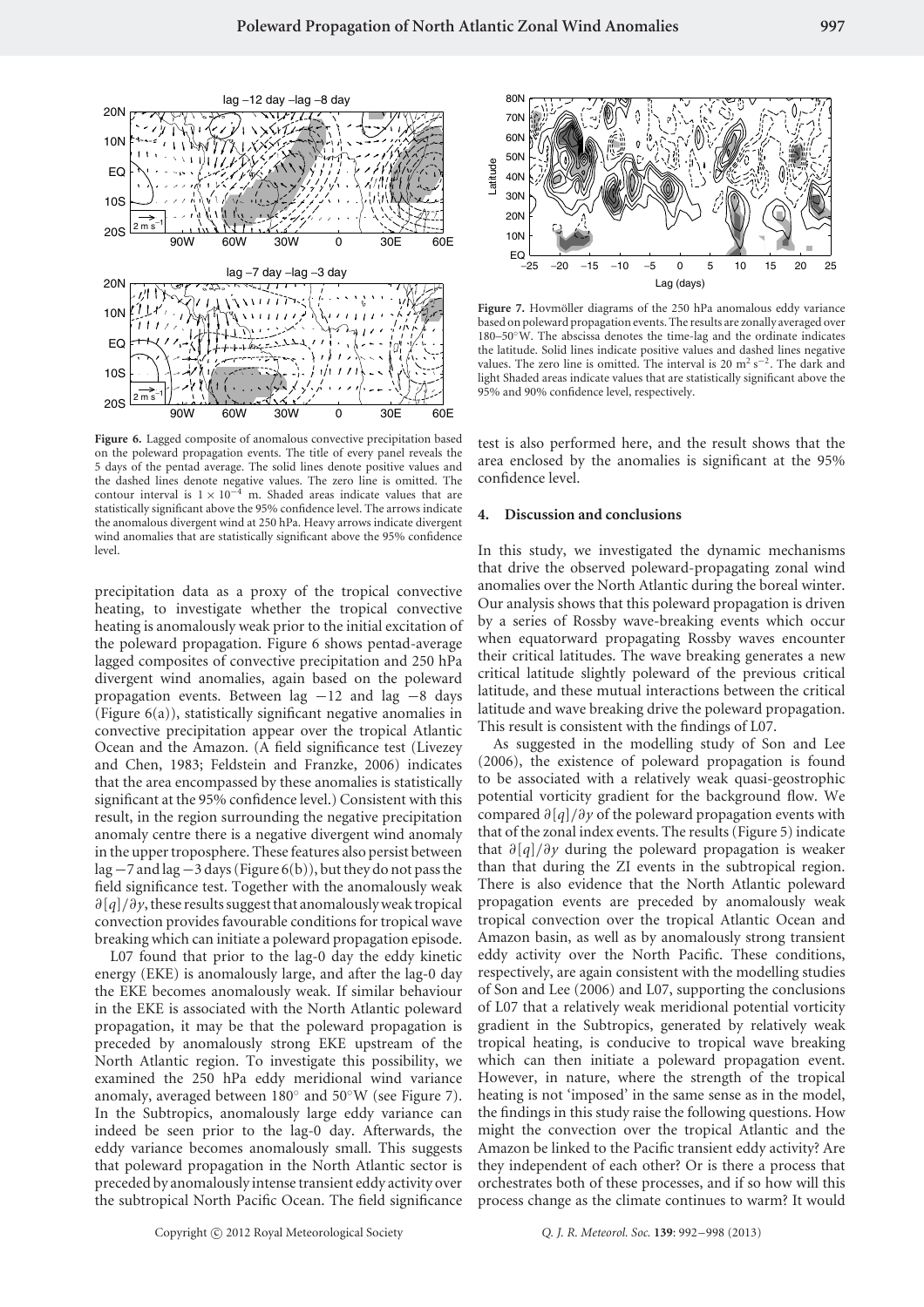lag –12 day –lag –8 day

20N
10N
EQ
10S
20S

2 m s$^{-1}$

90W 60W 30W 0 30E 60E

lag –7 day –lag –3 day

20N
10N
EQ
10S
20S

2 m s$^{-1}$

90W 60W 30W 0 30E 60E

**Figure 6.** Lagged composite of anomalous convective precipitation based on the poleward propagation events. The title of every panel reveals the 5 days of the pentad average. The solid lines denote positive values and the dashed lines denote negative values. The zero line is omitted. The contour interval is $1 \times 10^{-4}$ m. Shaded areas indicate values that are statistically significant above the 95% confidence level. The arrows indicate the anomalous divergent wind at 250 hPa. Heavy arrows indicate divergent wind anomalies that are statistically significant above the 95% confidence level.

precipitation data as a proxy of the tropical convective heating, to investigate whether the tropical convective heating is anomalously weak prior to the initial excitation of the poleward propagation. Figure 6 shows pentad-average lagged composites of convective precipitation and 250 hPa divergent wind anomalies, again based on the poleward propagation events. Between lag −12 and lag −8 days (Figure 6(a)), statistically significant negative anomalies in convective precipitation appear over the tropical Atlantic Ocean and the Amazon. (A field significance test (Livezey and Chen, 1983; Feldstein and Franzke, 2006) indicates that the area encompassed by these anomalies is statistically significant at the 95% confidence level.) Consistent with this result, in the region surrounding the negative precipitation anomaly centre there is a negative divergent wind anomaly in the upper troposphere. These features also persist between lag −7 and lag −3 days (Figure 6(b)), but they do not pass the field significance test. Together with the anomalously weak $\partial[q]/\partial y$, these results suggest that anomalously weak tropical convection provides favourable conditions for tropical wave breaking which can initiate a poleward propagation episode.

L07 found that prior to the lag-0 day the eddy kinetic energy (EKE) is anomalously large, and after the lag-0 day the EKE becomes anomalously weak. If similar behaviour in the EKE is associated with the North Atlantic poleward propagation, it may be that the poleward propagation is preceded by anomalously strong EKE upstream of the North Atlantic region. To investigate this possibility, we examined the 250 hPa eddy meridional wind variance anomaly, averaged between 180° and 50°W (see Figure 7). In the Subtropics, anomalously large eddy variance can indeed be seen prior to the lag-0 day. Afterwards, the eddy variance becomes anomalously small. This suggests that poleward propagation in the North Atlantic sector is preceded by anomalously intense transient eddy activity over the subtropical North Pacific Ocean. The field significance

80N
70N
60N
50N
40N
30N
20N
10N
EQ

Latitude

−25 −20 −15 −10 −5 0 5 10 15 20 25

Lag (days)

**Figure 7.** Hovmöller diagrams of the 250 hPa anomalous eddy variance based on poleward propagation events. The results are zonally averaged over 180–50°W. The abscissa denotes the time-lag and the ordinate indicates the latitude. Solid lines indicate positive values and dashed lines negative values. The zero line is omitted. The interval is 20 m$^2$ s$^{-2}$. The dark and light Shaded areas indicate values that are statistically significant above the 95% and 90% confidence level, respectively.

test is also performed here, and the result shows that the area enclosed by the anomalies is significant at the 95% confidence level.

## 4. Discussion and conclusions

In this study, we investigated the dynamic mechanisms that drive the observed poleward-propagating zonal wind anomalies over the North Atlantic during the boreal winter. Our analysis shows that this poleward propagation is driven by a series of Rossby wave-breaking events which occur when equatorward propagating Rossby waves encounter their critical latitudes. The wave breaking generates a new critical latitude slightly poleward of the previous critical latitude, and these mutual interactions between the critical latitude and wave breaking drive the poleward propagation. This result is consistent with the findings of L07.

As suggested in the modelling study of Son and Lee (2006), the existence of poleward propagation is found to be associated with a relatively weak quasi-geostrophic potential vorticity gradient for the background flow. We compared $\partial[q]/\partial y$ of the poleward propagation events with that of the zonal index events. The results (Figure 5) indicate that $\partial[q]/\partial y$ during the poleward propagation is weaker than that during the ZI events in the subtropical region. There is also evidence that the North Atlantic poleward propagation events are preceded by anomalously weak tropical convection over the tropical Atlantic Ocean and Amazon basin, as well as by anomalously strong transient eddy activity over the North Pacific. These conditions, respectively, are again consistent with the modelling studies of Son and Lee (2006) and L07, supporting the conclusions of L07 that a relatively weak meridional potential vorticity gradient in the Subtropics, generated by relatively weak tropical heating, is conducive to tropical wave breaking which can then initiate a poleward propagation event. However, in nature, where the strength of the tropical heating is not 'imposed' in the same sense as in the model, the findings in this study raise the following questions. How might the convection over the tropical Atlantic and the Amazon be linked to the Pacific transient eddy activity? Are they independent of each other? Or is there a process that orchestrates both of these processes, and if so how will this process change as the climate continues to warm? It would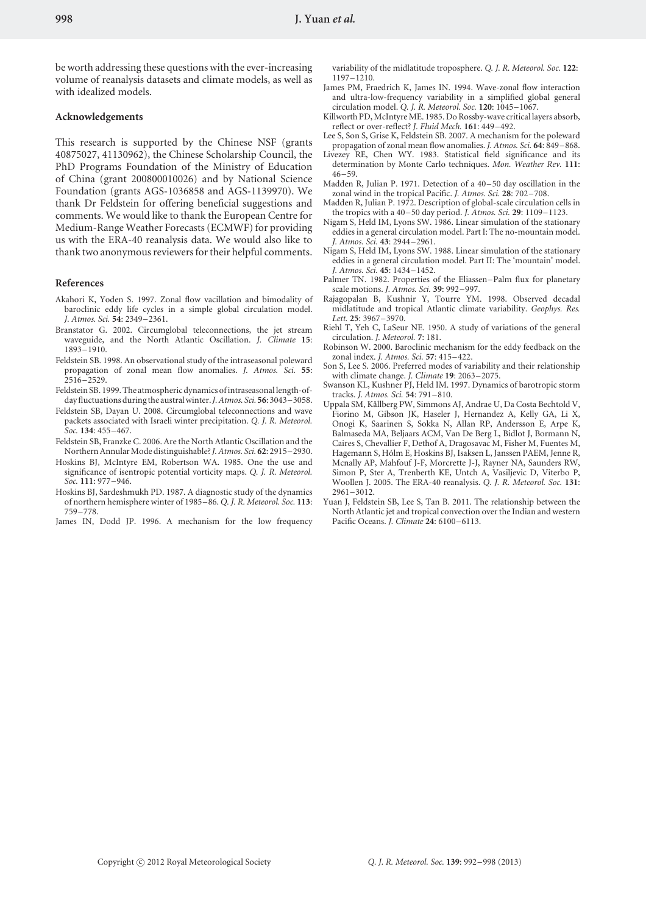be worth addressing these questions with the ever-increasing volume of reanalysis datasets and climate models, as well as with idealized models.

### Acknowledgements

This research is supported by the Chinese NSF (grants 40875027, 41130962), the Chinese Scholarship Council, the PhD Programs Foundation of the Ministry of Education of China (grant 200800010026) and by National Science Foundation (grants AGS-1036858 and AGS-1139970). We thank Dr Feldstein for offering beneficial suggestions and comments. We would like to thank the European Centre for Medium-Range Weather Forecasts (ECMWF) for providing us with the ERA-40 reanalysis data. We would also like to thank two anonymous reviewers for their helpful comments.

### References

Akahori K, Yoden S. 1997. Zonal flow vacillation and bimodality of baroclinic eddy life cycles in a simple global circulation model. *J. Atmos. Sci.* **54**: 2349–2361.

Branstator G. 2002. Circumglobal teleconnections, the jet stream waveguide, and the North Atlantic Oscillation. *J. Climate* **15**: 1893–1910.

Feldstein SB. 1998. An observational study of the intraseasonal poleward propagation of zonal mean flow anomalies. *J. Atmos. Sci.* **55**: 2516–2529.

Feldstein SB. 1999. The atmospheric dynamics of intraseasonal length-of-day fluctuations during the austral winter. *J. Atmos. Sci.* **56**: 3043–3058.

Feldstein SB, Dayan U. 2008. Circumglobal teleconnections and wave packets associated with Israeli winter precipitation. *Q. J. R. Meteorol. Soc.* **134**: 455–467.

Feldstein SB, Franzke C. 2006. Are the North Atlantic Oscillation and the Northern Annular Mode distinguishable? *J. Atmos. Sci.* **62**: 2915–2930.

Hoskins BJ, McIntyre EM, Robertson WA. 1985. One the use and significance of isentropic potential vorticity maps. *Q. J. R. Meteorol. Soc.* **111**: 977–946.

Hoskins BJ, Sardeshmukh PD. 1987. A diagnostic study of the dynamics of northern hemisphere winter of 1985–86. *Q. J. R. Meteorol. Soc.* **113**: 759–778.

James IN, Dodd JP. 1996. A mechanism for the low frequency variability of the midlatitude troposphere. *Q. J. R. Meteorol. Soc.* **122**: 1197–1210.

James PM, Fraedrich K, James IN. 1994. Wave-zonal flow interaction and ultra-low-frequency variability in a simplified global general circulation model. *Q. J. R. Meteorol. Soc.* **120**: 1045–1067.

Killworth PD, McIntyre ME. 1985. Do Rossby-wave critical layers absorb, reflect or over-reflect? *J. Fluid Mech.* **161**: 449–492.

Lee S, Son S, Grise K, Feldstein SB. 2007. A mechanism for the poleward propagation of zonal mean flow anomalies. *J. Atmos. Sci.* **64**: 849–868.

Livezey RE, Chen WY. 1983. Statistical field significance and its determination by Monte Carlo techniques. *Mon. Weather Rev.* **111**: 46–59.

Madden R, Julian P. 1971. Detection of a 40–50 day oscillation in the zonal wind in the tropical Pacific. *J. Atmos. Sci.* **28**: 702–708.

Madden R, Julian P. 1972. Description of global-scale circulation cells in the tropics with a 40–50 day period. *J. Atmos. Sci.* **29**: 1109–1123.

Nigam S, Held IM, Lyons SW. 1986. Linear simulation of the stationary eddies in a general circulation model. Part I: The no-mountain model. *J. Atmos. Sci.* **43**: 2944–2961.

Nigam S, Held IM, Lyons SW. 1988. Linear simulation of the stationary eddies in a general circulation model. Part II: The 'mountain' model. *J. Atmos. Sci.* **45**: 1434–1452.

Palmer TN. 1982. Properties of the Eliassen–Palm flux for planetary scale motions. *J. Atmos. Sci.* **39**: 992–997.

Rajagopalan B, Kushnir Y, Tourre YM. 1998. Observed decadal midlatitude and tropical Atlantic climate variability. *Geophys. Res. Lett.* **25**: 3967–3970.

Riehl T, Yeh C, LaSeur NE. 1950. A study of variations of the general circulation. *J. Meteorol.* **7**: 181.

Robinson W. 2000. Baroclinic mechanism for the eddy feedback on the zonal index. *J. Atmos. Sci.* **57**: 415–422.

Son S, Lee S. 2006. Preferred modes of variability and their relationship with climate change. *J. Climate* **19**: 2063–2075.

Swanson KL, Kushner PJ, Held IM. 1997. Dynamics of barotropic storm tracks. *J. Atmos. Sci.* **54**: 791–810.

Uppala SM, Kållberg PW, Simmons AJ, Andrae U, Da Costa Bechtold V, Fiorino M, Gibson JK, Haseler J, Hernandez A, Kelly GA, Li X, Onogi K, Saarinen S, Sokka N, Allan RP, Andersson E, Arpe K, Balmaseda MA, Beljaars ACM, Van De Berg L, Bidlot J, Bormann N, Caires S, Chevallier F, Dethof A, Dragosavac M, Fisher M, Fuentes M, Hagemann S, Hólm E, Hoskins BJ, Isaksen L, Janssen PAEM, Jenne R, Mcnally AP, Mahfouf J-F, Morcrette J-J, Rayner NA, Saunders RW, Simon P, Ster A, Trenberth KE, Untch A, Vasiljevic D, Viterbo P, Woollen J. 2005. The ERA-40 reanalysis. *Q. J. R. Meteorol. Soc.* **131**: 2961–3012.

Yuan J, Feldstein SB, Lee S, Tan B. 2011. The relationship between the North Atlantic jet and tropical convection over the Indian and western Pacific Oceans. *J. Climate* **24**: 6100–6113.

Copyright © 2012 Royal Meteorological Society